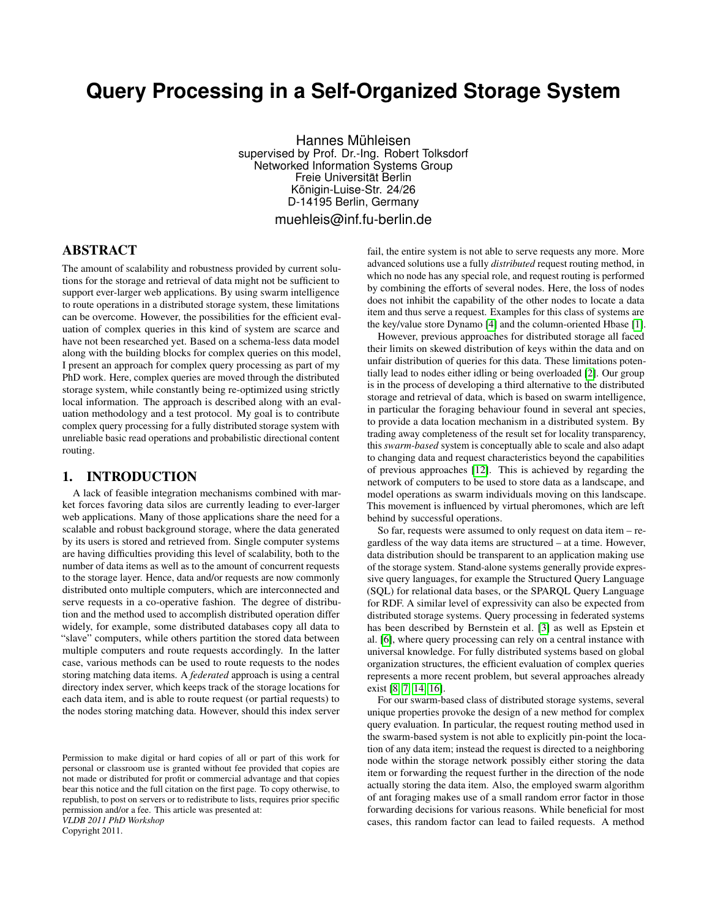# Query Processing in a Self-Organized Storage System

Hannes Mühleisen
supervised by Prof. Dr.-Ing. Robert Tolksdorf
Networked Information Systems Group
Freie Universität Berlin
Königin-Luise-Str. 24/26
D-14195 Berlin, Germany
muehleis@inf.fu-berlin.de

## ABSTRACT

The amount of scalability and robustness provided by current solutions for the storage and retrieval of data might not be sufficient to support ever-larger web applications. By using swarm intelligence to route operations in a distributed storage system, these limitations can be overcome. However, the possibilities for the efficient evaluation of complex queries in this kind of system are scarce and have not been researched yet. Based on a schema-less data model along with the building blocks for complex queries on this model, I present an approach for complex query processing as part of my PhD work. Here, complex queries are moved through the distributed storage system, while constantly being re-optimized using strictly local information. The approach is described along with an evaluation methodology and a test protocol. My goal is to contribute complex query processing for a fully distributed storage system with unreliable basic read operations and probabilistic directional content routing.

## 1. INTRODUCTION

A lack of feasible integration mechanisms combined with market forces favoring data silos are currently leading to ever-larger web applications. Many of those applications share the need for a scalable and robust background storage, where the data generated by its users is stored and retrieved from. Single computer systems are having difficulties providing this level of scalability, both to the number of data items as well as to the amount of concurrent requests to the storage layer. Hence, data and/or requests are now commonly distributed onto multiple computers, which are interconnected and serve requests in a co-operative fashion. The degree of distribution and the method used to accomplish distributed operation differ widely, for example, some distributed databases copy all data to "slave" computers, while others partition the stored data between multiple computers and route requests accordingly. In the latter case, various methods can be used to route requests to the nodes storing matching data items. A *federated* approach is using a central directory index server, which keeps track of the storage locations for each data item, and is able to route request (or partial requests) to the nodes storing matching data. However, should this index server fail, the entire system is not able to serve requests any more. More advanced solutions use a fully *distributed* request routing method, in which no node has any special role, and request routing is performed by combining the efforts of several nodes. Here, the loss of nodes does not inhibit the capability of the other nodes to locate a data item and thus serve a request. Examples for this class of systems are the key/value store Dynamo [4] and the column-oriented Hbase [1].

However, previous approaches for distributed storage all faced their limits on skewed distribution of keys within the data and on unfair distribution of queries for this data. These limitations potentially lead to nodes either idling or being overloaded [2]. Our group is in the process of developing a third alternative to the distributed storage and retrieval of data, which is based on swarm intelligence, in particular the foraging behaviour found in several ant species, to provide a data location mechanism in a distributed system. By trading away completeness of the result set for locality transparency, this *swarm-based* system is conceptually able to scale and also adapt to changing data and request characteristics beyond the capabilities of previous approaches [12]. This is achieved by regarding the network of computers to be used to store data as a landscape, and model operations as swarm individuals moving on this landscape. This movement is influenced by virtual pheromones, which are left behind by successful operations.

So far, requests were assumed to only request on data item – regardless of the way data items are structured – at a time. However, data distribution should be transparent to an application making use of the storage system. Stand-alone systems generally provide expressive query languages, for example the Structured Query Language (SQL) for relational data bases, or the SPARQL Query Language for RDF. A similar level of expressivity can also be expected from distributed storage systems. Query processing in federated systems has been described by Bernstein et al. [3] as well as Epstein et al. [6], where query processing can rely on a central instance with universal knowledge. For fully distributed systems based on global organization structures, the efficient evaluation of complex queries represents a more recent problem, but several approaches already exist [8, 7, 14, 16].

For our swarm-based class of distributed storage systems, several unique properties provoke the design of a new method for complex query evaluation. In particular, the request routing method used in the swarm-based system is not able to explicitly pin-point the location of any data item; instead the request is directed to a neighboring node within the storage network possibly either storing the data item or forwarding the request further in the direction of the node actually storing the data item. Also, the employed swarm algorithm of ant foraging makes use of a small random error factor in those forwarding decisions for various reasons. While beneficial for most cases, this random factor can lead to failed requests. A method

Permission to make digital or hard copies of all or part of this work for personal or classroom use is granted without fee provided that copies are not made or distributed for profit or commercial advantage and that copies bear this notice and the full citation on the first page. To copy otherwise, to republish, to post on servers or to redistribute to lists, requires prior specific permission and/or a fee. This article was presented at:
*VLDB 2011 PhD Workshop*
Copyright 2011.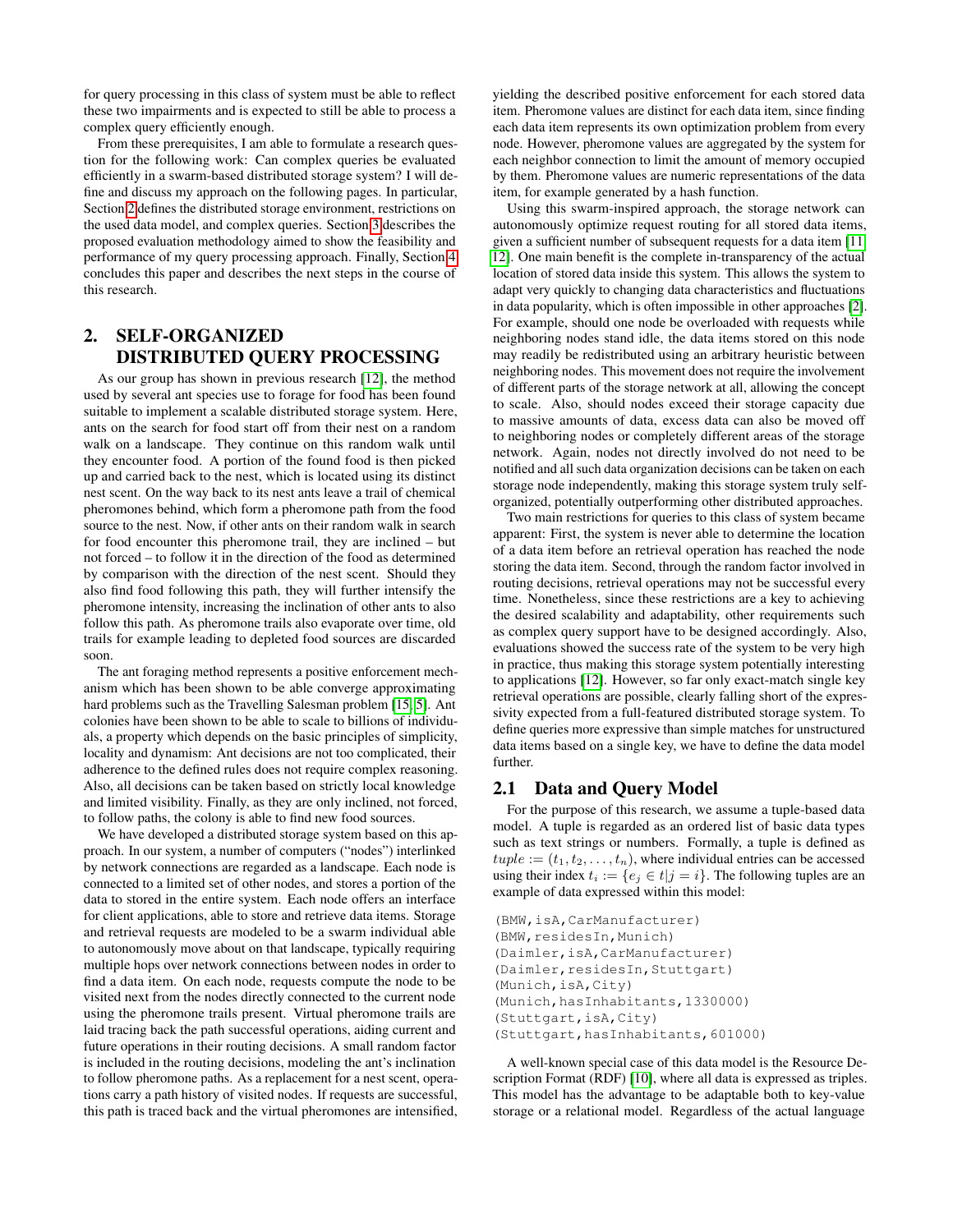for query processing in this class of system must be able to reflect these two impairments and is expected to still be able to process a complex query efficiently enough.

From these prerequisites, I am able to formulate a research question for the following work: Can complex queries be evaluated efficiently in a swarm-based distributed storage system? I will define and discuss my approach on the following pages. In particular, Section 2 defines the distributed storage environment, restrictions on the used data model, and complex queries. Section 3 describes the proposed evaluation methodology aimed to show the feasibility and performance of my query processing approach. Finally, Section 4 concludes this paper and describes the next steps in the course of this research.

## 2. SELF-ORGANIZED DISTRIBUTED QUERY PROCESSING

As our group has shown in previous research [12], the method used by several ant species use to forage for food has been found suitable to implement a scalable distributed storage system. Here, ants on the search for food start off from their nest on a random walk on a landscape. They continue on this random walk until they encounter food. A portion of the found food is then picked up and carried back to the nest, which is located using its distinct nest scent. On the way back to its nest ants leave a trail of chemical pheromones behind, which form a pheromone path from the food source to the nest. Now, if other ants on their random walk in search for food encounter this pheromone trail, they are inclined – but not forced – to follow it in the direction of the food as determined by comparison with the direction of the nest scent. Should they also find food following this path, they will further intensify the pheromone intensity, increasing the inclination of other ants to also follow this path. As pheromone trails also evaporate over time, old trails for example leading to depleted food sources are discarded soon.

The ant foraging method represents a positive enforcement mechanism which has been shown to be able converge approximating hard problems such as the Travelling Salesman problem [15, 5]. Ant colonies have been shown to be able to scale to billions of individuals, a property which depends on the basic principles of simplicity, locality and dynamism: Ant decisions are not too complicated, their adherence to the defined rules does not require complex reasoning. Also, all decisions can be taken based on strictly local knowledge and limited visibility. Finally, as they are only inclined, not forced, to follow paths, the colony is able to find new food sources.

We have developed a distributed storage system based on this approach. In our system, a number of computers ("nodes") interlinked by network connections are regarded as a landscape. Each node is connected to a limited set of other nodes, and stores a portion of the data to stored in the entire system. Each node offers an interface for client applications, able to store and retrieve data items. Storage and retrieval requests are modeled to be a swarm individual able to autonomously move about on that landscape, typically requiring multiple hops over network connections between nodes in order to find a data item. On each node, requests compute the node to be visited next from the nodes directly connected to the current node using the pheromone trails present. Virtual pheromone trails are laid tracing back the path successful operations, aiding current and future operations in their routing decisions. A small random factor is included in the routing decisions, modeling the ant's inclination to follow pheromone paths. As a replacement for a nest scent, operations carry a path history of visited nodes. If requests are successful, this path is traced back and the virtual pheromones are intensified, yielding the described positive enforcement for each stored data item. Pheromone values are distinct for each data item, since finding each data item represents its own optimization problem from every node. However, pheromone values are aggregated by the system for each neighbor connection to limit the amount of memory occupied by them. Pheromone values are numeric representations of the data item, for example generated by a hash function.

Using this swarm-inspired approach, the storage network can autonomously optimize request routing for all stored data items, given a sufficient number of subsequent requests for a data item [11, 12]. One main benefit is the complete in-transparency of the actual location of stored data inside this system. This allows the system to adapt very quickly to changing data characteristics and fluctuations in data popularity, which is often impossible in other approaches [2]. For example, should one node be overloaded with requests while neighboring nodes stand idle, the data items stored on this node may readily be redistributed using an arbitrary heuristic between neighboring nodes. This movement does not require the involvement of different parts of the storage network at all, allowing the concept to scale. Also, should nodes exceed their storage capacity due to massive amounts of data, excess data can also be moved off to neighboring nodes or completely different areas of the storage network. Again, nodes not directly involved do not need to be notified and all such data organization decisions can be taken on each storage node independently, making this storage system truly self-organized, potentially outperforming other distributed approaches.

Two main restrictions for queries to this class of system became apparent: First, the system is never able to determine the location of a data item before an retrieval operation has reached the node storing the data item. Second, through the random factor involved in routing decisions, retrieval operations may not be successful every time. Nonetheless, since these restrictions are a key to achieving the desired scalability and adaptability, other requirements such as complex query support have to be designed accordingly. Also, evaluations showed the success rate of the system to be very high in practice, thus making this storage system potentially interesting to applications [12]. However, so far only exact-match single key retrieval operations are possible, clearly falling short of the expressivity expected from a full-featured distributed storage system. To define queries more expressive than simple matches for unstructured data items based on a single key, we have to define the data model further.

### 2.1 Data and Query Model

For the purpose of this research, we assume a tuple-based data model. A tuple is regarded as an ordered list of basic data types such as text strings or numbers. Formally, a tuple is defined as $tuple := (t_1, t_2, \ldots, t_n)$, where individual entries can be accessed using their index $t_i := \{e_j \in t | j = i\}$. The following tuples are an example of data expressed within this model:

```
(BMW,isA,CarManufacturer)
(BMW,residesIn,Munich)
(Daimler,isA,CarManufacturer)
(Daimler,residesIn,Stuttgart)
(Munich,isA,City)
(Munich,hasInhabitants,1330000)
(Stuttgart,isA,City)
(Stuttgart,hasInhabitants,601000)
```

A well-known special case of this data model is the Resource Description Format (RDF) [10], where all data is expressed as triples. This model has the advantage to be adaptable both to key-value storage or a relational model. Regardless of the actual language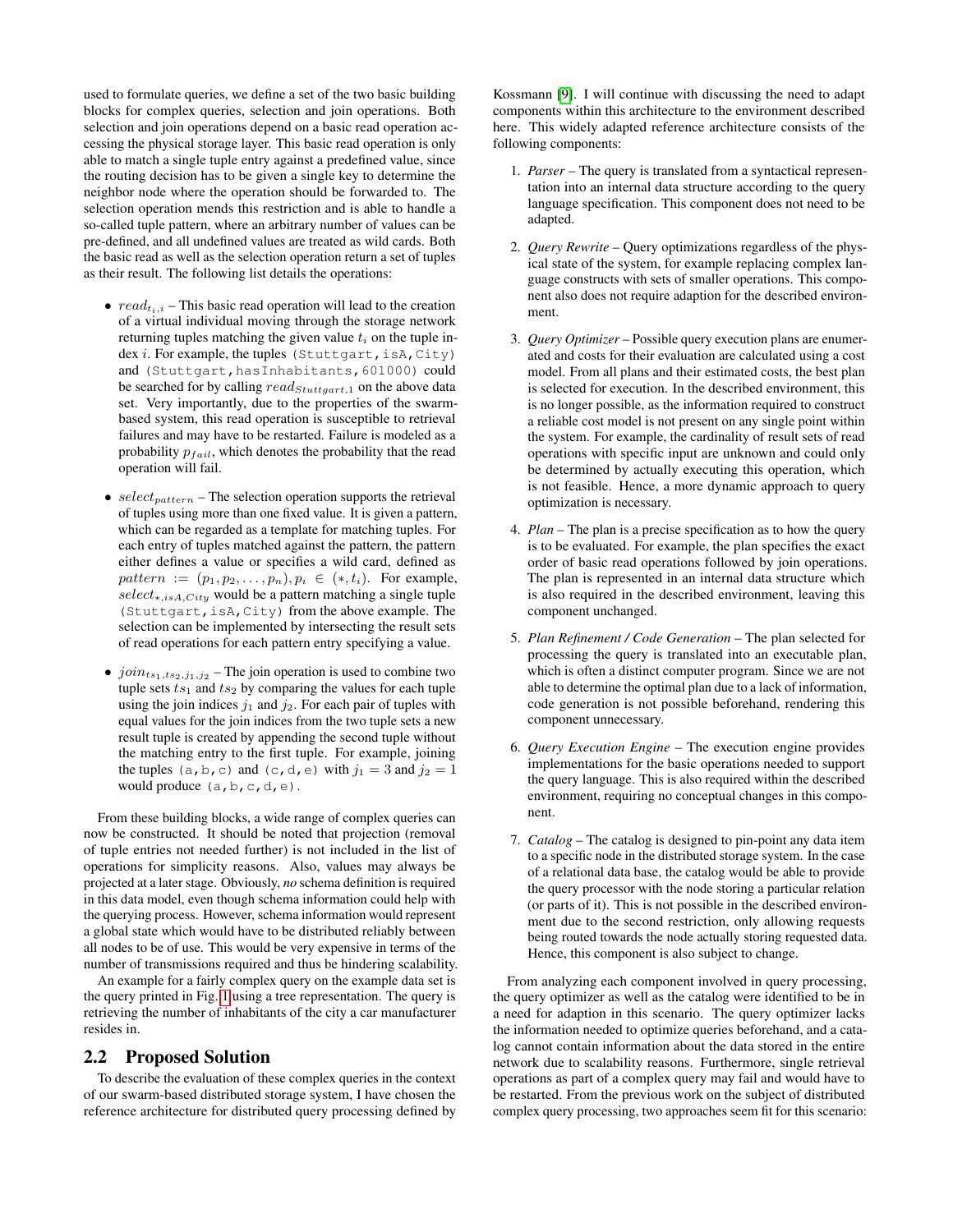used to formulate queries, we define a set of the two basic building blocks for complex queries, selection and join operations. Both selection and join operations depend on a basic read operation accessing the physical storage layer. This basic read operation is only able to match a single tuple entry against a predefined value, since the routing decision has to be given a single key to determine the neighbor node where the operation should be forwarded to. The selection operation mends this restriction and is able to handle a so-called tuple pattern, where an arbitrary number of values can be pre-defined, and all undefined values are treated as wild cards. Both the basic read as well as the selection operation return a set of tuples as their result. The following list details the operations:

- $read_{t_i,i}$ – This basic read operation will lead to the creation of a virtual individual moving through the storage network returning tuples matching the given value $t_i$ on the tuple index $i$. For example, the tuples `(Stuttgart,isA,City)` and `(Stuttgart,hasInhabitants,601000)` could be searched for by calling $read_{Stuttgart,1}$ on the above data set. Very importantly, due to the properties of the swarm-based system, this read operation is susceptible to retrieval failures and may have to be restarted. Failure is modeled as a probability $p_{fail}$, which denotes the probability that the read operation will fail.
- $select_{pattern}$ – The selection operation supports the retrieval of tuples using more than one fixed value. It is given a pattern, which can be regarded as a template for matching tuples. For each entry of tuples matched against the pattern, the pattern either defines a value or specifies a wild card, defined as $pattern := (p_1, p_2, \ldots, p_n), p_i \in (*, t_i)$. For example, $select_{*,isA,City}$ would be a pattern matching a single tuple `(Stuttgart,isA,City)` from the above example. The selection can be implemented by intersecting the result sets of read operations for each pattern entry specifying a value.
- $join_{ts_1,ts_2,j_1,j_2}$ – The join operation is used to combine two tuple sets $ts_1$ and $ts_2$ by comparing the values for each tuple using the join indices $j_1$ and $j_2$. For each pair of tuples with equal values for the join indices from the two tuple sets a new result tuple is created by appending the second tuple without the matching entry to the first tuple. For example, joining the tuples `(a,b,c)` and `(c,d,e)` with $j_1 = 3$ and $j_2 = 1$ would produce `(a,b,c,d,e)`.

From these building blocks, a wide range of complex queries can now be constructed. It should be noted that projection (removal of tuple entries not needed further) is not included in the list of operations for simplicity reasons. Also, values may always be projected at a later stage. Obviously, ***no*** schema definition is required in this data model, even though schema information could help with the querying process. However, schema information would represent a global state which would have to be distributed reliably between all nodes to be of use. This would be very expensive in terms of the number of transmissions required and thus be hindering scalability.

An example for a fairly complex query on the example data set is the query printed in Fig. 1 using a tree representation. The query is retrieving the number of inhabitants of the city a car manufacturer resides in.

## 2.2 Proposed Solution

To describe the evaluation of these complex queries in the context of our swarm-based distributed storage system, I have chosen the reference architecture for distributed query processing defined by Kossmann [9]. I will continue with discussing the need to adapt components within this architecture to the environment described here. This widely adapted reference architecture consists of the following components:

1. *Parser* – The query is translated from a syntactical representation into an internal data structure according to the query language specification. This component does not need to be adapted.
2. *Query Rewrite* – Query optimizations regardless of the physical state of the system, for example replacing complex language constructs with sets of smaller operations. This component also does not require adaption for the described environment.
3. *Query Optimizer* – Possible query execution plans are enumerated and costs for their evaluation are calculated using a cost model. From all plans and their estimated costs, the best plan is selected for execution. In the described environment, this is no longer possible, as the information required to construct a reliable cost model is not present on any single point within the system. For example, the cardinality of result sets of read operations with specific input are unknown and could only be determined by actually executing this operation, which is not feasible. Hence, a more dynamic approach to query optimization is necessary.
4. *Plan* – The plan is a precise specification as to how the query is to be evaluated. For example, the plan specifies the exact order of basic read operations followed by join operations. The plan is represented in an internal data structure which is also required in the described environment, leaving this component unchanged.
5. *Plan Refinement / Code Generation* – The plan selected for processing the query is translated into an executable plan, which is often a distinct computer program. Since we are not able to determine the optimal plan due to a lack of information, code generation is not possible beforehand, rendering this component unnecessary.
6. *Query Execution Engine* – The execution engine provides implementations for the basic operations needed to support the query language. This is also required within the described environment, requiring no conceptual changes in this component.
7. *Catalog* – The catalog is designed to pin-point any data item to a specific node in the distributed storage system. In the case of a relational data base, the catalog would be able to provide the query processor with the node storing a particular relation (or parts of it). This is not possible in the described environment due to the second restriction, only allowing requests being routed towards the node actually storing requested data. Hence, this component is also subject to change.

From analyzing each component involved in query processing, the query optimizer as well as the catalog were identified to be in a need for adaption in this scenario. The query optimizer lacks the information needed to optimize queries beforehand, and a catalog cannot contain information about the data stored in the entire network due to scalability reasons. Furthermore, single retrieval operations as part of a complex query may fail and would have to be restarted. From the previous work on the subject of distributed complex query processing, two approaches seem fit for this scenario: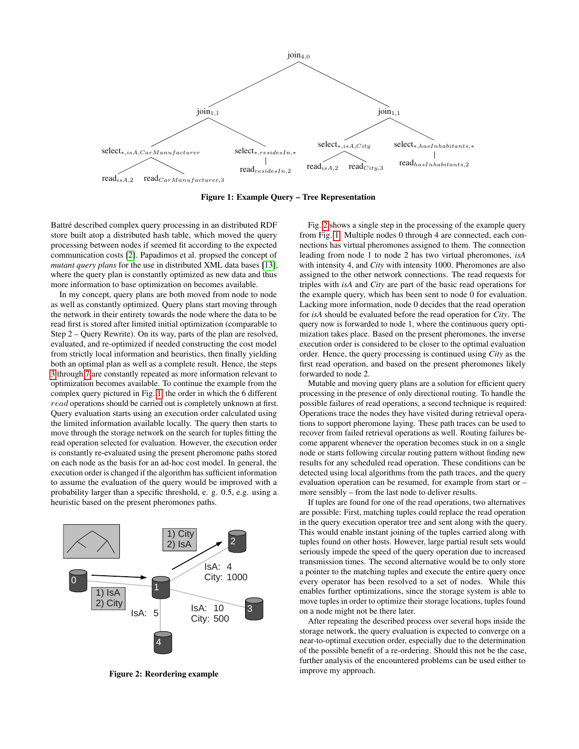Figure 1: Example Query – Tree Representation

Battré described complex query processing in an distributed RDF store built atop a distributed hash table, which moved the query processing between nodes if seemed fit according to the expected communication costs [2]. Papadimos et al. propsed the concept of *mutant query plans* for the use in distributed XML data bases [13], where the query plan is constantly optimized as new data and thus more information to base optimization on becomes available.

In my concept, query plans are both moved from node to node as well as constantly optimized. Query plans start moving through the network in their entirety towards the node where the data to be read first is stored after limited initial optimization (comparable to Step 2 – Query Rewrite). On its way, parts of the plan are resolved, evaluated, and re-optimized if needed constructing the cost model from strictly local information and heuristics, then finally yielding both an optimal plan as well as a complete result. Hence, the steps 3 through 7 are constantly repeated as more information relevant to optimization becomes available. To continue the example from the complex query pictured in Fig. 1, the order in which the 6 different *read* operations should be carried out is completely unknown at first. Query evaluation starts using an execution order calculated using the limited information available locally. The query then starts to move through the storage network on the search for tuples fitting the read operation selected for evaluation. However, the execution order is constantly re-evaluated using the present pheromone paths stored on each node as the basis for an ad-hoc cost model. In general, the execution order is changed if the algorithm has sufficient information to assume the evaluation of the query would be improved with a probability larger than a specific threshold, e. g. 0.5, e.g. using a heuristic based on the present pheromones paths.

Figure 2: Reordering example

Fig. 2 shows a single step in the processing of the example query from Fig. 1. Multiple nodes 0 through 4 are connected, each connections has virtual pheromones assigned to them. The connection leading from node 1 to node 2 has two virtual pheromones, *isA* with intensity 4, and *City* with intensity 1000. Pheromones are also assigned to the other network connections. The read requests for triples with *isA* and *City* are part of the basic read operations for the example query, which has been sent to node 0 for evaluation. Lacking more information, node 0 decides that the read operation for *isA* should be evaluated before the read operation for *City*. The query now is forwarded to node 1, where the continuous query optimization takes place. Based on the present pheromones, the inverse execution order is considered to be closer to the optimal evaluation order. Hence, the query processing is continued using *City* as the first read operation, and based on the present pheromones likely forwarded to node 2.

Mutable and moving query plans are a solution for efficient query processing in the presence of only directional routing. To handle the possible failures of read operations, a second technique is required: Operations trace the nodes they have visited during retrieval operations to support pheromone laying. These path traces can be used to recover from failed retrieval operations as well. Routing failures become apparent whenever the operation becomes stuck in on a single node or starts following circular routing pattern without finding new results for any scheduled read operation. These conditions can be detected using local algorithms from the path traces, and the query evaluation operation can be resumed, for example from start or – more sensibly – from the last node to deliver results.

If tuples are found for one of the read operations, two alternatives are possible: First, matching tuples could replace the read operation in the query execution operator tree and sent along with the query. This would enable instant joining of the tuples carried along with tuples found on other hosts. However, large partial result sets would seriously impede the speed of the query operation due to increased transmission times. The second alternative would be to only store a pointer to the matching tuples and execute the entire query once every operator has been resolved to a set of nodes. While this enables further optimizations, since the storage system is able to move tuples in order to optimize their storage locations, tuples found on a node might not be there later.

After repeating the described process over several hops inside the storage network, the query evaluation is expected to converge on a near-to-optimal execution order, especially due to the determination of the possible benefit of a re-ordering. Should this not be the case, further analysis of the encountered problems can be used either to improve my approach.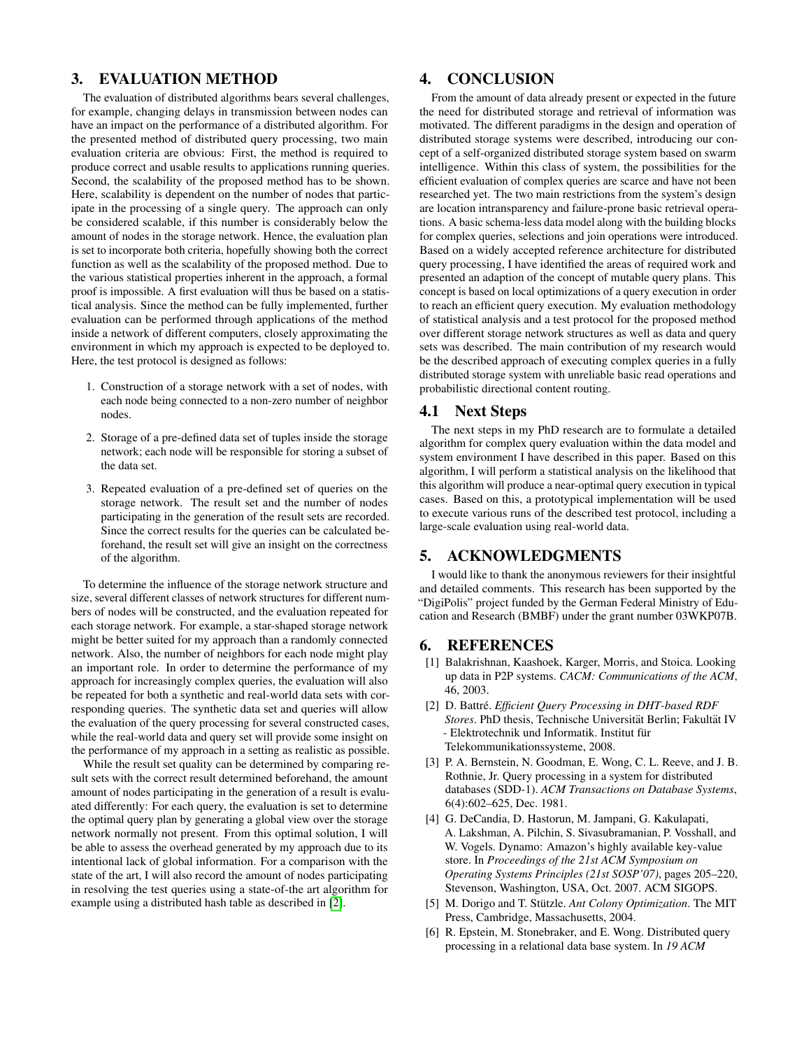## 3. EVALUATION METHOD

The evaluation of distributed algorithms bears several challenges, for example, changing delays in transmission between nodes can have an impact on the performance of a distributed algorithm. For the presented method of distributed query processing, two main evaluation criteria are obvious: First, the method is required to produce correct and usable results to applications running queries. Second, the scalability of the proposed method has to be shown. Here, scalability is dependent on the number of nodes that participate in the processing of a single query. The approach can only be considered scalable, if this number is considerably below the amount of nodes in the storage network. Hence, the evaluation plan is set to incorporate both criteria, hopefully showing both the correct function as well as the scalability of the proposed method. Due to the various statistical properties inherent in the approach, a formal proof is impossible. A first evaluation will thus be based on a statistical analysis. Since the method can be fully implemented, further evaluation can be performed through applications of the method inside a network of different computers, closely approximating the environment in which my approach is expected to be deployed to. Here, the test protocol is designed as follows:

1. Construction of a storage network with a set of nodes, with each node being connected to a non-zero number of neighbor nodes.
2. Storage of a pre-defined data set of tuples inside the storage network; each node will be responsible for storing a subset of the data set.
3. Repeated evaluation of a pre-defined set of queries on the storage network. The result set and the number of nodes participating in the generation of the result sets are recorded. Since the correct results for the queries can be calculated beforehand, the result set will give an insight on the correctness of the algorithm.

To determine the influence of the storage network structure and size, several different classes of network structures for different numbers of nodes will be constructed, and the evaluation repeated for each storage network. For example, a star-shaped storage network might be better suited for my approach than a randomly connected network. Also, the number of neighbors for each node might play an important role. In order to determine the performance of my approach for increasingly complex queries, the evaluation will also be repeated for both a synthetic and real-world data sets with corresponding queries. The synthetic data set and queries will allow the evaluation of the query processing for several constructed cases, while the real-world data and query set will provide some insight on the performance of my approach in a setting as realistic as possible.

While the result set quality can be determined by comparing result sets with the correct result determined beforehand, the amount amount of nodes participating in the generation of a result is evaluated differently: For each query, the evaluation is set to determine the optimal query plan by generating a global view over the storage network normally not present. From this optimal solution, I will be able to assess the overhead generated by my approach due to its intentional lack of global information. For a comparison with the state of the art, I will also record the amount of nodes participating in resolving the test queries using a state-of-the art algorithm for example using a distributed hash table as described in [2].

## 4. CONCLUSION

From the amount of data already present or expected in the future the need for distributed storage and retrieval of information was motivated. The different paradigms in the design and operation of distributed storage systems were described, introducing our concept of a self-organized distributed storage system based on swarm intelligence. Within this class of system, the possibilities for the efficient evaluation of complex queries are scarce and have not been researched yet. The two main restrictions from the system's design are location intransparency and failure-prone basic retrieval operations. A basic schema-less data model along with the building blocks for complex queries, selections and join operations were introduced. Based on a widely accepted reference architecture for distributed query processing, I have identified the areas of required work and presented an adaption of the concept of mutable query plans. This concept is based on local optimizations of a query execution in order to reach an efficient query execution. My evaluation methodology of statistical analysis and a test protocol for the proposed method over different storage network structures as well as data and query sets was described. The main contribution of my research would be the described approach of executing complex queries in a fully distributed storage system with unreliable basic read operations and probabilistic directional content routing.

### 4.1 Next Steps

The next steps in my PhD research are to formulate a detailed algorithm for complex query evaluation within the data model and system environment I have described in this paper. Based on this algorithm, I will perform a statistical analysis on the likelihood that this algorithm will produce a near-optimal query execution in typical cases. Based on this, a prototypical implementation will be used to execute various runs of the described test protocol, including a large-scale evaluation using real-world data.

## 5. ACKNOWLEDGMENTS

I would like to thank the anonymous reviewers for their insightful and detailed comments. This research has been supported by the "DigiPolis" project funded by the German Federal Ministry of Education and Research (BMBF) under the grant number 03WKP07B.

## 6. REFERENCES

[1] Balakrishnan, Kaashoek, Karger, Morris, and Stoica. Looking up data in P2P systems. *CACM: Communications of the ACM*, 46, 2003.

[2] D. Battré. *Efficient Query Processing in DHT-based RDF Stores*. PhD thesis, Technische Universität Berlin; Fakultät IV - Elektrotechnik und Informatik. Institut für Telekommunikationssysteme, 2008.

[3] P. A. Bernstein, N. Goodman, E. Wong, C. L. Reeve, and J. B. Rothnie, Jr. Query processing in a system for distributed databases (SDD-1). *ACM Transactions on Database Systems*, 6(4):602–625, Dec. 1981.

[4] G. DeCandia, D. Hastorun, M. Jampani, G. Kakulapati, A. Lakshman, A. Pilchin, S. Sivasubramanian, P. Vosshall, and W. Vogels. Dynamo: Amazon's highly available key-value store. In *Proceedings of the 21st ACM Symposium on Operating Systems Principles (21st SOSP'07)*, pages 205–220, Stevenson, Washington, USA, Oct. 2007. ACM SIGOPS.

[5] M. Dorigo and T. Stützle. *Ant Colony Optimization*. The MIT Press, Cambridge, Massachusetts, 2004.

[6] R. Epstein, M. Stonebraker, and E. Wong. Distributed query processing in a relational data base system. In *19 ACM*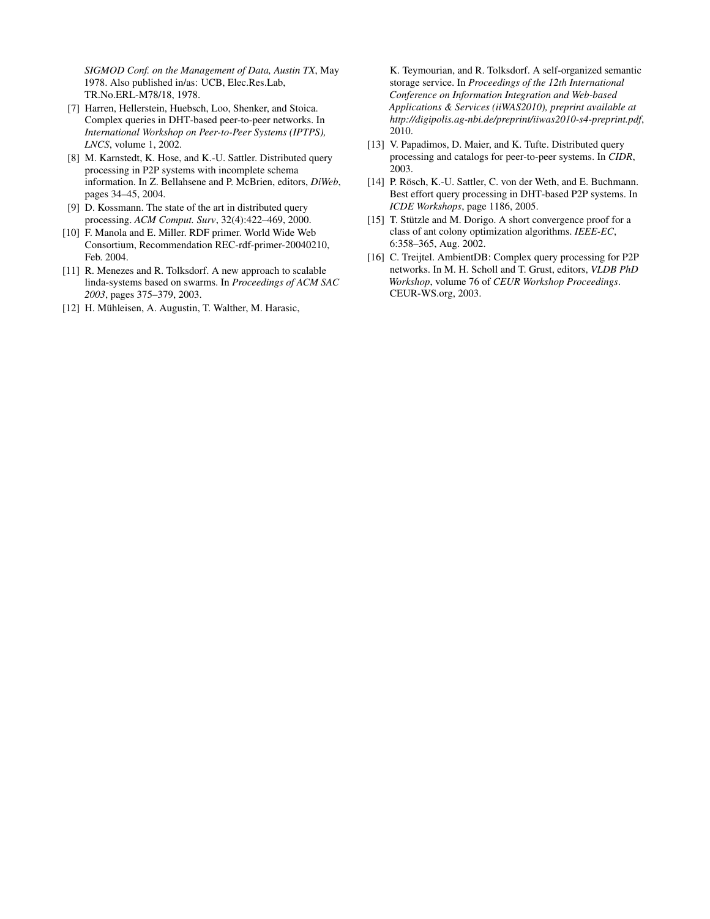*SIGMOD Conf. on the Management of Data, Austin TX*, May 1978. Also published in/as: UCB, Elec.Res.Lab, TR.No.ERL-M78/18, 1978.

[7] Harren, Hellerstein, Huebsch, Loo, Shenker, and Stoica. Complex queries in DHT-based peer-to-peer networks. In *International Workshop on Peer-to-Peer Systems (IPTPS), LNCS*, volume 1, 2002.

[8] M. Karnstedt, K. Hose, and K.-U. Sattler. Distributed query processing in P2P systems with incomplete schema information. In Z. Bellahsene and P. McBrien, editors, *DiWeb*, pages 34–45, 2004.

[9] D. Kossmann. The state of the art in distributed query processing. *ACM Comput. Surv*, 32(4):422–469, 2000.

[10] F. Manola and E. Miller. RDF primer. World Wide Web Consortium, Recommendation REC-rdf-primer-20040210, Feb. 2004.

[11] R. Menezes and R. Tolksdorf. A new approach to scalable linda-systems based on swarms. In *Proceedings of ACM SAC 2003*, pages 375–379, 2003.

[12] H. Mühleisen, A. Augustin, T. Walther, M. Harasic, K. Teymourian, and R. Tolksdorf. A self-organized semantic storage service. In *Proceedings of the 12th International Conference on Information Integration and Web-based Applications & Services (iiWAS2010), preprint available at http://digipolis.ag-nbi.de/preprint/iiwas2010-s4-preprint.pdf*, 2010.

[13] V. Papadimos, D. Maier, and K. Tufte. Distributed query processing and catalogs for peer-to-peer systems. In *CIDR*, 2003.

[14] P. Rösch, K.-U. Sattler, C. von der Weth, and E. Buchmann. Best effort query processing in DHT-based P2P systems. In *ICDE Workshops*, page 1186, 2005.

[15] T. Stützle and M. Dorigo. A short convergence proof for a class of ant colony optimization algorithms. *IEEE-EC*, 6:358–365, Aug. 2002.

[16] C. Treijtel. AmbientDB: Complex query processing for P2P networks. In M. H. Scholl and T. Grust, editors, *VLDB PhD Workshop*, volume 76 of *CEUR Workshop Proceedings*. CEUR-WS.org, 2003.